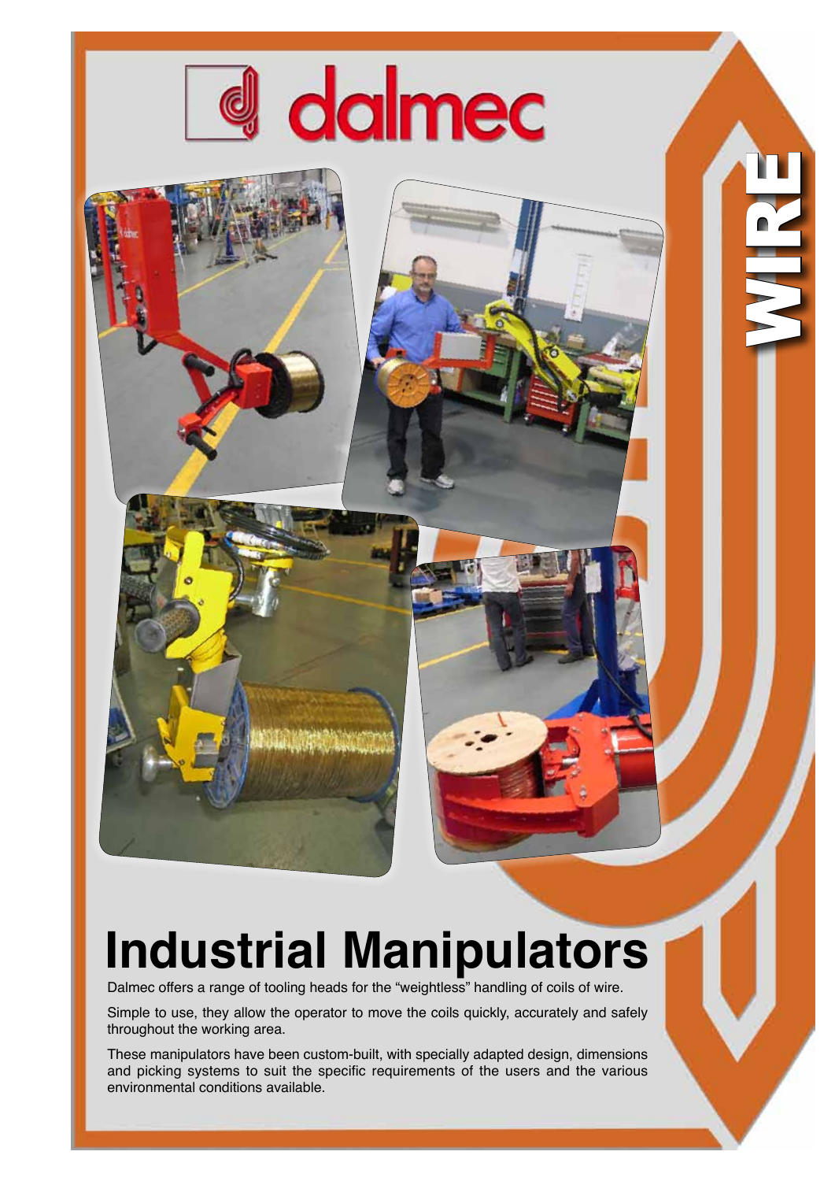dalmec

WIRE

# Industrial Manipulators

Dalmec offers a range of tooling heads for the "weightless" handling of coils of wire.

Simple to use, they allow the operator to move the coils quickly, accurately and safely throughout the working area.

These manipulators have been custom-built, with specially adapted design, dimensions and picking systems to suit the specific requirements of the users and the various environmental conditions available.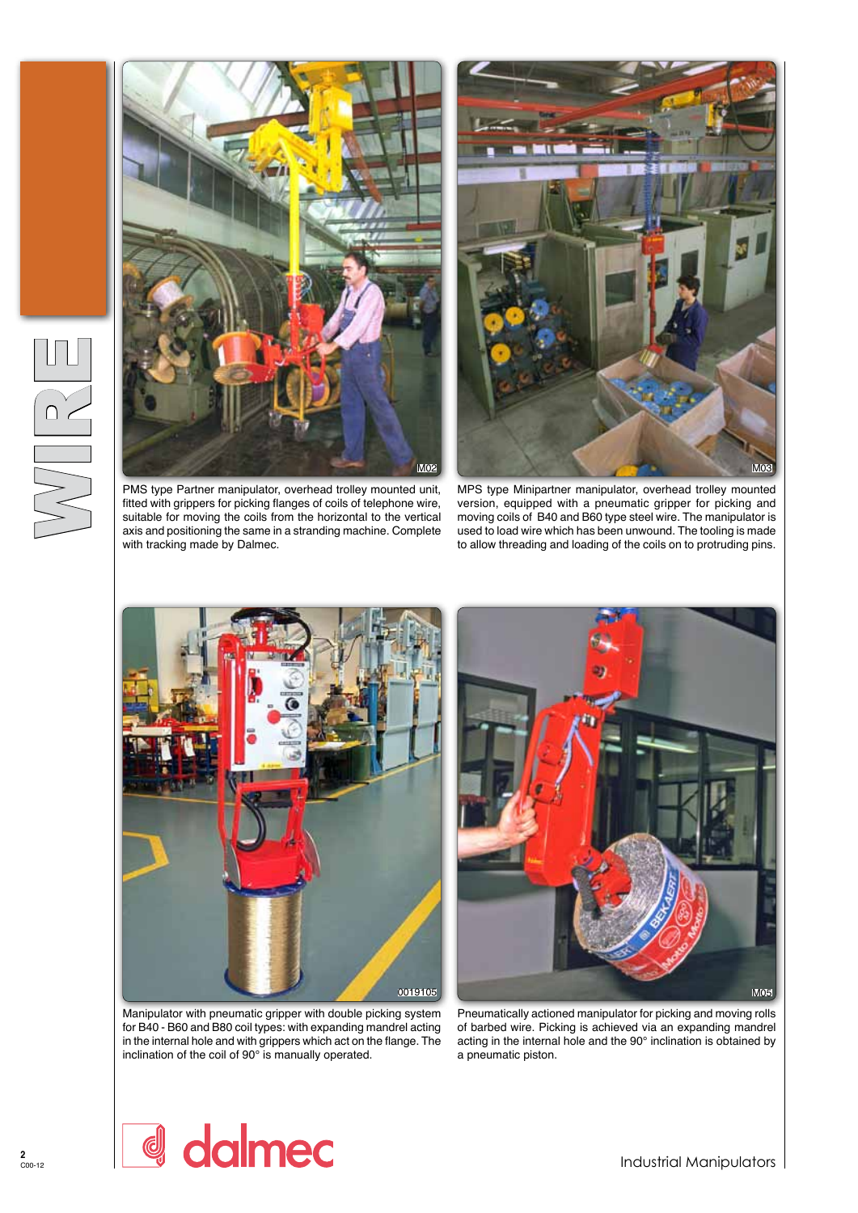# WIRE

M02

PMS type Partner manipulator, overhead trolley mounted unit, fitted with grippers for picking flanges of coils of telephone wire, suitable for moving the coils from the horizontal to the vertical axis and positioning the same in a stranding machine. Complete with tracking made by Dalmec.

M03

MPS type Minipartner manipulator, overhead trolley mounted version, equipped with a pneumatic gripper for picking and moving coils of B40 and B60 type steel wire. The manipulator is used to load wire which has been unwound. The tooling is made to allow threading and loading of the coils on to protruding pins.

0019105

Manipulator with pneumatic gripper with double picking system for B40 - B60 and B80 coil types: with expanding mandrel acting in the internal hole and with grippers which act on the flange. The inclination of the coil of 90° is manually operated.

M05

Pneumatically actioned manipulator for picking and moving rolls of barbed wire. Picking is achieved via an expanding mandrel acting in the internal hole and the 90° inclination is obtained by a pneumatic piston.

dalmec

Industrial Manipulators

C00-12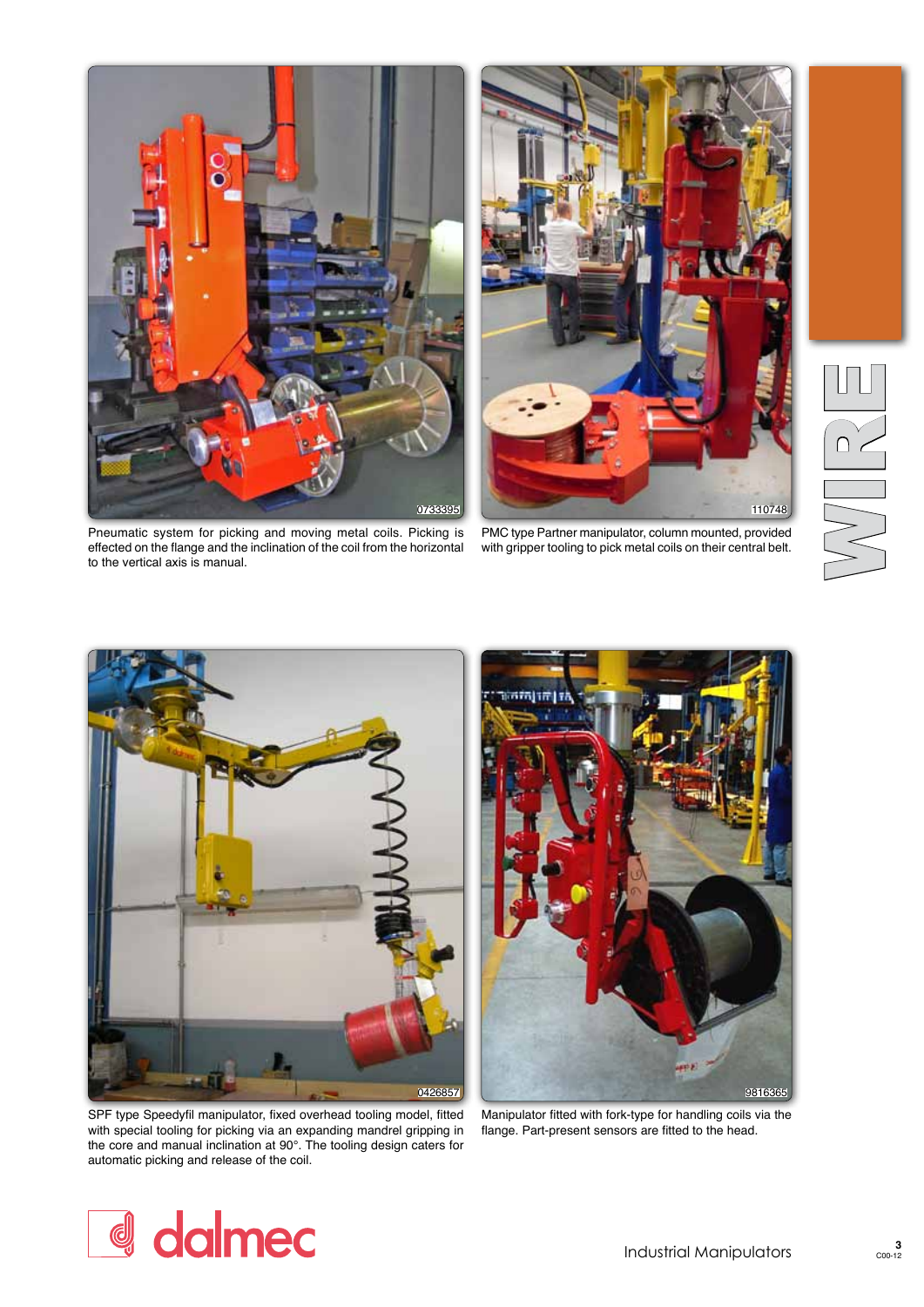Pneumatic system for picking and moving metal coils. Picking is effected on the flange and the inclination of the coil from the horizontal to the vertical axis is manual.

PMC type Partner manipulator, column mounted, provided with gripper tooling to pick metal coils on their central belt.

SPF type Speedyfil manipulator, fixed overhead tooling model, fitted with special tooling for picking via an expanding mandrel gripping in the core and manual inclination at 90°. The tooling design caters for automatic picking and release of the coil.

Manipulator fitted with fork-type for handling coils via the flange. Part-present sensors are fitted to the head.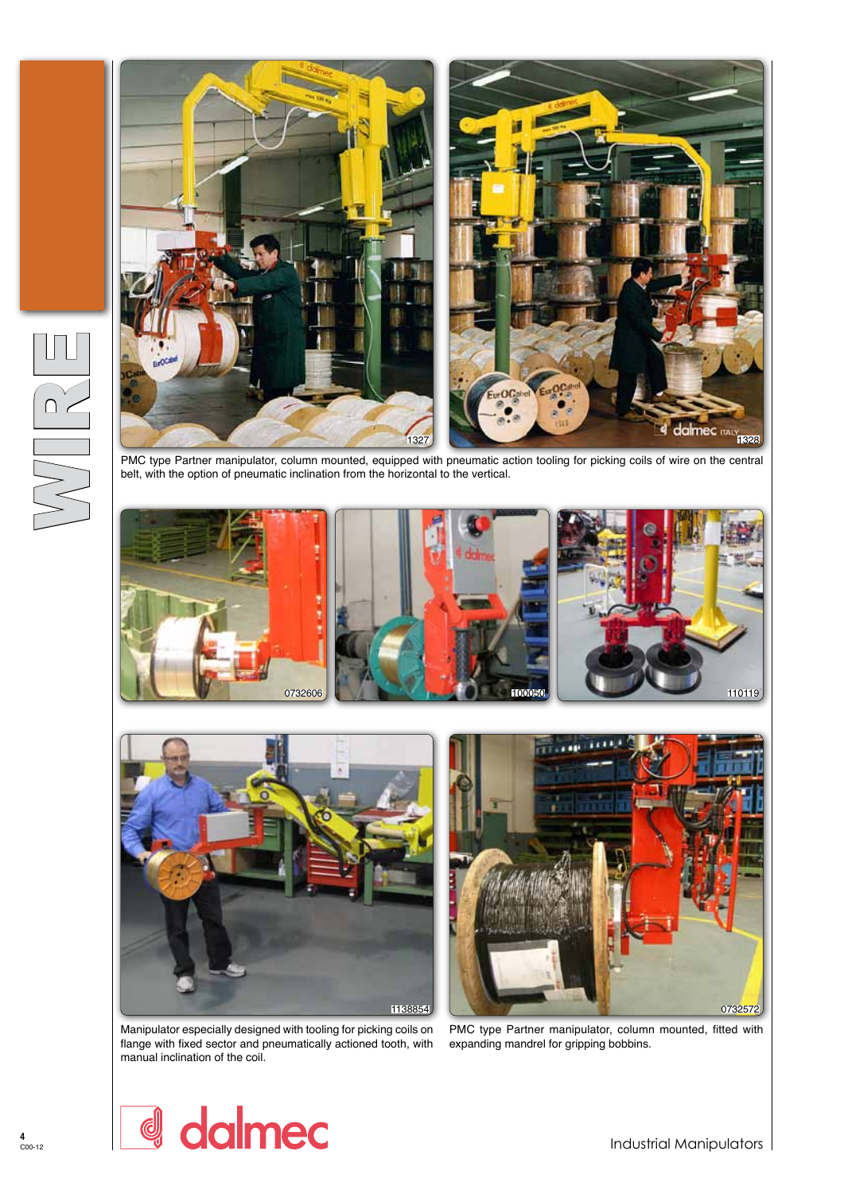# WIRE

PMC type Partner manipulator, column mounted, equipped with pneumatic action tooling for picking coils of wire on the central belt, with the option of pneumatic inclination from the horizontal to the vertical.

Manipulator especially designed with tooling for picking coils on flange with fixed sector and pneumatically actioned tooth, with manual inclination of the coil.

PMC type Partner manipulator, column mounted, fitted with expanding mandrel for gripping bobbins.

dalmec

Industrial Manipulators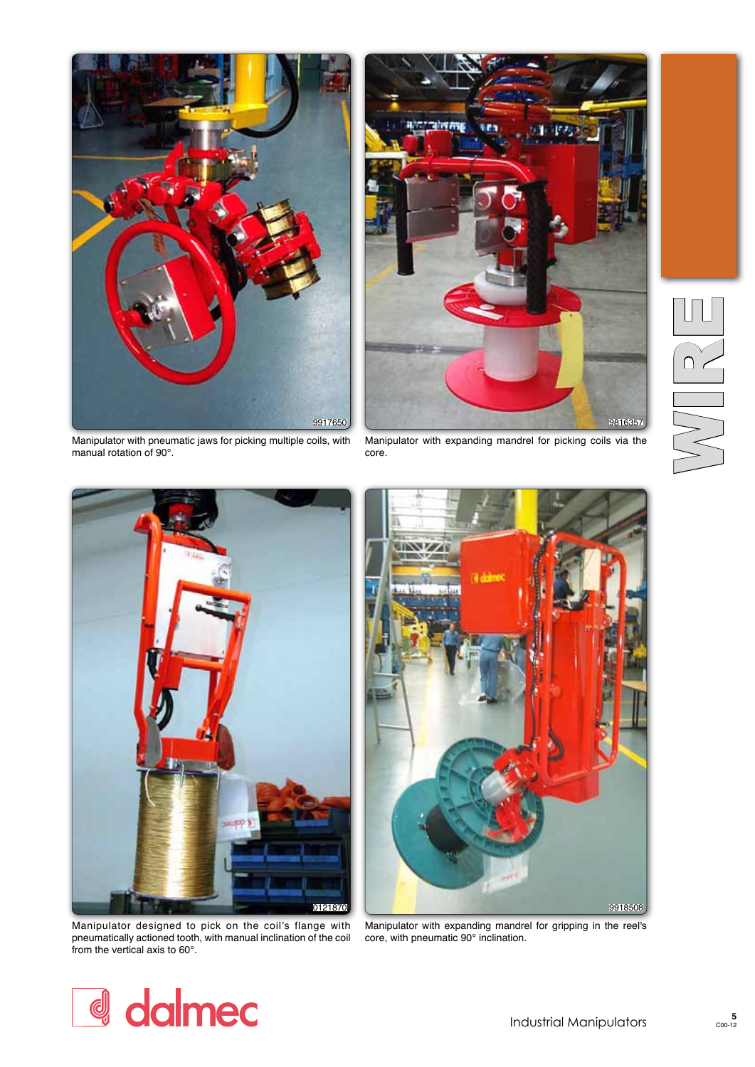9917650

Manipulator with pneumatic jaws for picking multiple coils, with manual rotation of 90°.

9816357

Manipulator with expanding mandrel for picking coils via the core.

WIRE

0121870

Manipulator designed to pick on the coil's flange with pneumatically actioned tooth, with manual inclination of the coil from the vertical axis to 60°.

9918508

Manipulator with expanding mandrel for gripping in the reel's core, with pneumatic 90° inclination.

dalmec

Industrial Manipulators

C00-12